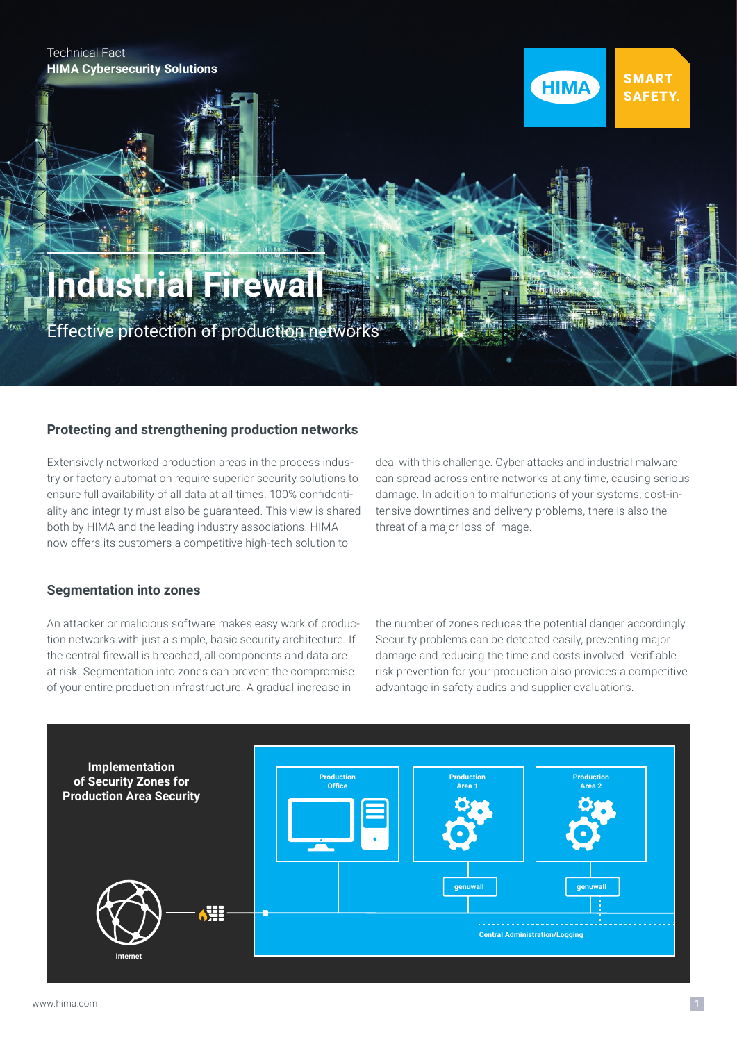Technical Fact
**HIMA Cybersecurity Solutions**

HIMA SMART SAFETY.

# Industrial Firewall

Effective protection of production networks

## Protecting and strengthening production networks

Extensively networked production areas in the process industry or factory automation require superior security solutions to ensure full availability of all data at all times. 100% confidentiality and integrity must also be guaranteed. This view is shared both by HIMA and the leading industry associations. HIMA now offers its customers a competitive high-tech solution to deal with this challenge. Cyber attacks and industrial malware can spread across entire networks at any time, causing serious damage. In addition to malfunctions of your systems, cost-intensive downtimes and delivery problems, there is also the threat of a major loss of image.

## Segmentation into zones

An attacker or malicious software makes easy work of production networks with just a simple, basic security architecture. If the central firewall is breached, all components and data are at risk. Segmentation into zones can prevent the compromise of your entire production infrastructure. A gradual increase in the number of zones reduces the potential danger accordingly. Security problems can be detected easily, preventing major damage and reducing the time and costs involved. Verifiable risk prevention for your production also provides a competitive advantage in safety audits and supplier evaluations.

**Implementation of Security Zones for Production Area Security**

Production Office

Production Area 1

Production Area 2

genuwall

genuwall

Central Administration/Logging

Internet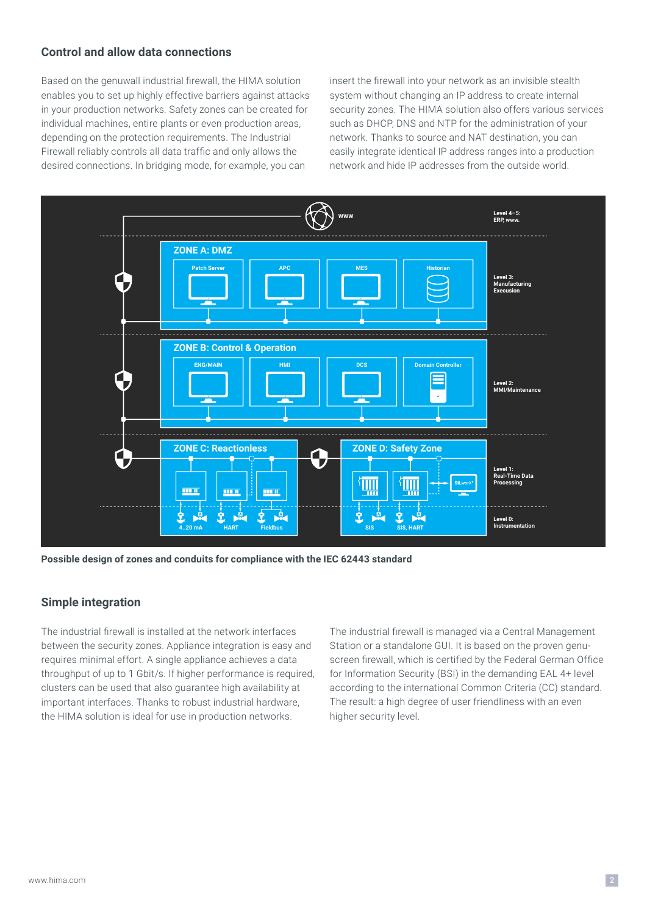## Control and allow data connections

Based on the genuwall industrial firewall, the HIMA solution enables you to set up highly effective barriers against attacks in your production networks. Safety zones can be created for individual machines, entire plants or even production areas, depending on the protection requirements. The Industrial Firewall reliably controls all data traffic and only allows the desired connections. In bridging mode, for example, you can insert the firewall into your network as an invisible stealth system without changing an IP address to create internal security zones. The HIMA solution also offers various services such as DHCP, DNS and NTP for the administration of your network. Thanks to source and NAT destination, you can easily integrate identical IP address ranges into a production network and hide IP addresses from the outside world.

**Possible design of zones and conduits for compliance with the IEC 62443 standard**

## Simple integration

The industrial firewall is installed at the network interfaces between the security zones. Appliance integration is easy and requires minimal effort. A single appliance achieves a data throughput of up to 1 Gbit/s. If higher performance is required, clusters can be used that also guarantee high availability at important interfaces. Thanks to robust industrial hardware, the HIMA solution is ideal for use in production networks.

The industrial firewall is managed via a Central Management Station or a standalone GUI. It is based on the proven genu-screen firewall, which is certified by the Federal German Office for Information Security (BSI) in the demanding EAL 4+ level according to the international Common Criteria (CC) standard. The result: a high degree of user friendliness with an even higher security level.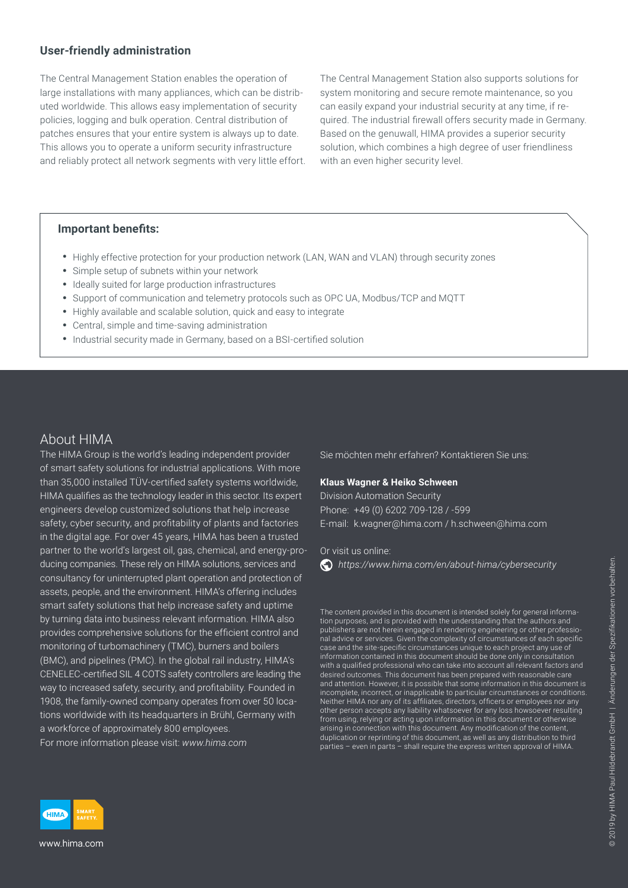## User-friendly administration

The Central Management Station enables the operation of large installations with many appliances, which can be distributed worldwide. This allows easy implementation of security policies, logging and bulk operation. Central distribution of patches ensures that your entire system is always up to date. This allows you to operate a uniform security infrastructure and reliably protect all network segments with very little effort.

The Central Management Station also supports solutions for system monitoring and secure remote maintenance, so you can easily expand your industrial security at any time, if required. The industrial firewall offers security made in Germany. Based on the genuwall, HIMA provides a superior security solution, which combines a high degree of user friendliness with an even higher security level.

### Important benefits:

- Highly effective protection for your production network (LAN, WAN and VLAN) through security zones
- Simple setup of subnets within your network
- Ideally suited for large production infrastructures
- Support of communication and telemetry protocols such as OPC UA, Modbus/TCP and MQTT
- Highly available and scalable solution, quick and easy to integrate
- Central, simple and time-saving administration
- Industrial security made in Germany, based on a BSI-certified solution

## About HIMA

The HIMA Group is the world's leading independent provider of smart safety solutions for industrial applications. With more than 35,000 installed TÜV-certified safety systems worldwide, HIMA qualifies as the technology leader in this sector. Its expert engineers develop customized solutions that help increase safety, cyber security, and profitability of plants and factories in the digital age. For over 45 years, HIMA has been a trusted partner to the world's largest oil, gas, chemical, and energy-producing companies. These rely on HIMA solutions, services and consultancy for uninterrupted plant operation and protection of assets, people, and the environment. HIMA's offering includes smart safety solutions that help increase safety and uptime by turning data into business relevant information. HIMA also provides comprehensive solutions for the efficient control and monitoring of turbomachinery (TMC), burners and boilers (BMC), and pipelines (PMC). In the global rail industry, HIMA's CENELEC-certified SIL 4 COTS safety controllers are leading the way to increased safety, security, and profitability. Founded in 1908, the family-owned company operates from over 50 locations worldwide with its headquarters in Brühl, Germany with a workforce of approximately 800 employees.

For more information please visit: *www.hima.com*

Sie möchten mehr erfahren? Kontaktieren Sie uns:

**Klaus Wagner & Heiko Schween**

Division Automation Security

Phone: +49 (0) 6202 709-128 / -599

E-mail: k.wagner@hima.com / h.schween@hima.com

Or visit us online:

*https://www.hima.com/en/about-hima/cybersecurity*

The content provided in this document is intended solely for general information purposes, and is provided with the understanding that the authors and publishers are not herein engaged in rendering engineering or other professional advice or services. Given the complexity of circumstances of each specific case and the site-specific circumstances unique to each project any use of information contained in this document should be done only in consultation with a qualified professional who can take into account all relevant factors and desired outcomes. This document has been prepared with reasonable care and attention. However, it is possible that some information in this document is incomplete, incorrect, or inapplicable to particular circumstances or conditions. Neither HIMA nor any of its affiliates, directors, officers or employees nor any other person accepts any liability whatsoever for any loss howsoever resulting from using, relying or acting upon information in this document or otherwise arising in connection with this document. Any modification of the content, duplication or reprinting of this document, as well as any distribution to third parties – even in parts – shall require the express written approval of HIMA.

HIMA SMART SAFETY.

www.hima.com

© 2019 by HIMA Paul Hildebrandt GmbH | Änderungen der Spezifikationen vorbehalten.